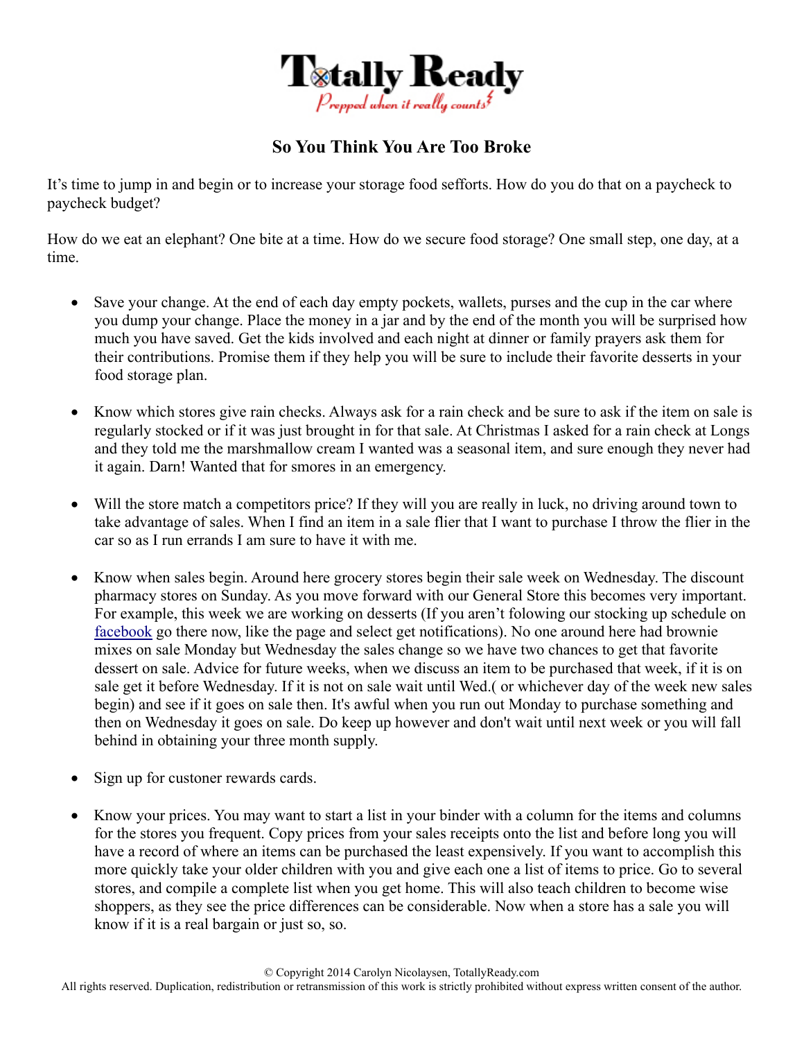Totally Ready

*Prepped when it really counts*

## So You Think You Are Too Broke

It's time to jump in and begin or to increase your storage food sefforts. How do you do that on a paycheck to paycheck budget?

How do we eat an elephant? One bite at a time. How do we secure food storage? One small step, one day, at a time.

- Save your change. At the end of each day empty pockets, wallets, purses and the cup in the car where you dump your change. Place the money in a jar and by the end of the month you will be surprised how much you have saved. Get the kids involved and each night at dinner or family prayers ask them for their contributions. Promise them if they help you will be sure to include their favorite desserts in your food storage plan.

- Know which stores give rain checks. Always ask for a rain check and be sure to ask if the item on sale is regularly stocked or if it was just brought in for that sale. At Christmas I asked for a rain check at Longs and they told me the marshmallow cream I wanted was a seasonal item, and sure enough they never had it again. Darn! Wanted that for smores in an emergency.

- Will the store match a competitors price? If they will you are really in luck, no driving around town to take advantage of sales. When I find an item in a sale flier that I want to purchase I throw the flier in the car so as I run errands I am sure to have it with me.

- Know when sales begin. Around here grocery stores begin their sale week on Wednesday. The discount pharmacy stores on Sunday. As you move forward with our General Store this becomes very important. For example, this week we are working on desserts (If you aren't folowing our stocking up schedule on facebook go there now, like the page and select get notifications). No one around here had brownie mixes on sale Monday but Wednesday the sales change so we have two chances to get that favorite dessert on sale. Advice for future weeks, when we discuss an item to be purchased that week, if it is on sale get it before Wednesday. If it is not on sale wait until Wed.( or whichever day of the week new sales begin) and see if it goes on sale then. It's awful when you run out Monday to purchase something and then on Wednesday it goes on sale. Do keep up however and don't wait until next week or you will fall behind in obtaining your three month supply.

- Sign up for custoner rewards cards.

- Know your prices. You may want to start a list in your binder with a column for the items and columns for the stores you frequent. Copy prices from your sales receipts onto the list and before long you will have a record of where an items can be purchased the least expensively. If you want to accomplish this more quickly take your older children with you and give each one a list of items to price. Go to several stores, and compile a complete list when you get home. This will also teach children to become wise shoppers, as they see the price differences can be considerable. Now when a store has a sale you will know if it is a real bargain or just so, so.

© Copyright 2014 Carolyn Nicolaysen, TotallyReady.com
All rights reserved. Duplication, redistribution or retransmission of this work is strictly prohibited without express written consent of the author.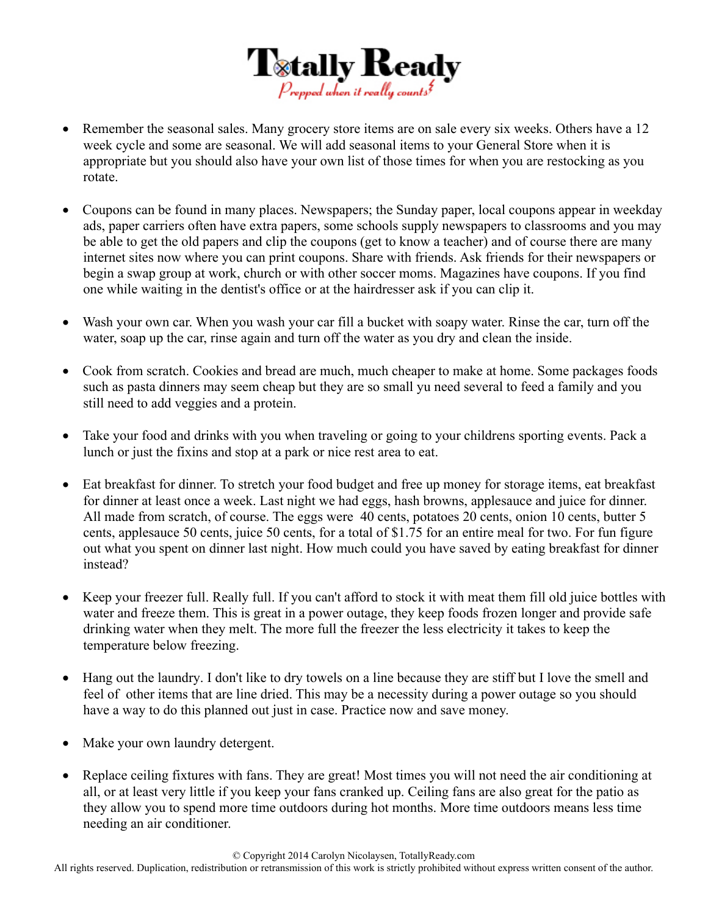- Remember the seasonal sales. Many grocery store items are on sale every six weeks. Others have a 12 week cycle and some are seasonal. We will add seasonal items to your General Store when it is appropriate but you should also have your own list of those times for when you are restocking as you rotate.

- Coupons can be found in many places. Newspapers; the Sunday paper, local coupons appear in weekday ads, paper carriers often have extra papers, some schools supply newspapers to classrooms and you may be able to get the old papers and clip the coupons (get to know a teacher) and of course there are many internet sites now where you can print coupons. Share with friends. Ask friends for their newspapers or begin a swap group at work, church or with other soccer moms. Magazines have coupons. If you find one while waiting in the dentist's office or at the hairdresser ask if you can clip it.

- Wash your own car. When you wash your car fill a bucket with soapy water. Rinse the car, turn off the water, soap up the car, rinse again and turn off the water as you dry and clean the inside.

- Cook from scratch. Cookies and bread are much, much cheaper to make at home. Some packages foods such as pasta dinners may seem cheap but they are so small yu need several to feed a family and you still need to add veggies and a protein.

- Take your food and drinks with you when traveling or going to your childrens sporting events. Pack a lunch or just the fixins and stop at a park or nice rest area to eat.

- Eat breakfast for dinner. To stretch your food budget and free up money for storage items, eat breakfast for dinner at least once a week. Last night we had eggs, hash browns, applesauce and juice for dinner. All made from scratch, of course. The eggs were 40 cents, potatoes 20 cents, onion 10 cents, butter 5 cents, applesauce 50 cents, juice 50 cents, for a total of $1.75 for an entire meal for two. For fun figure out what you spent on dinner last night. How much could you have saved by eating breakfast for dinner instead?

- Keep your freezer full. Really full. If you can't afford to stock it with meat them fill old juice bottles with water and freeze them. This is great in a power outage, they keep foods frozen longer and provide safe drinking water when they melt. The more full the freezer the less electricity it takes to keep the temperature below freezing.

- Hang out the laundry. I don't like to dry towels on a line because they are stiff but I love the smell and feel of other items that are line dried. This may be a necessity during a power outage so you should have a way to do this planned out just in case. Practice now and save money.

- Make your own laundry detergent.

- Replace ceiling fixtures with fans. They are great! Most times you will not need the air conditioning at all, or at least very little if you keep your fans cranked up. Ceiling fans are also great for the patio as they allow you to spend more time outdoors during hot months. More time outdoors means less time needing an air conditioner.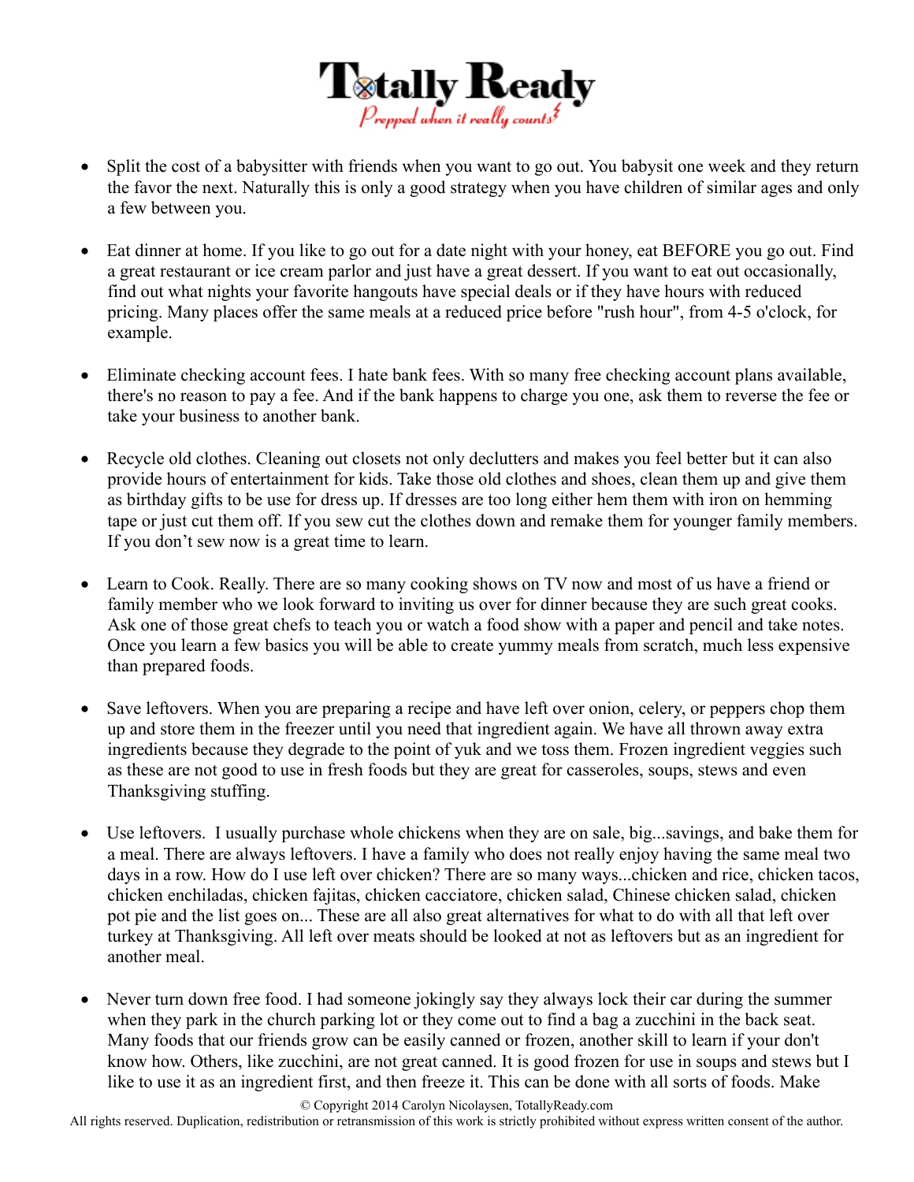- Split the cost of a babysitter with friends when you want to go out. You babysit one week and they return the favor the next. Naturally this is only a good strategy when you have children of similar ages and only a few between you.

- Eat dinner at home. If you like to go out for a date night with your honey, eat BEFORE you go out. Find a great restaurant or ice cream parlor and just have a great dessert. If you want to eat out occasionally, find out what nights your favorite hangouts have special deals or if they have hours with reduced pricing. Many places offer the same meals at a reduced price before "rush hour", from 4-5 o'clock, for example.

- Eliminate checking account fees. I hate bank fees. With so many free checking account plans available, there's no reason to pay a fee. And if the bank happens to charge you one, ask them to reverse the fee or take your business to another bank.

- Recycle old clothes. Cleaning out closets not only declutters and makes you feel better but it can also provide hours of entertainment for kids. Take those old clothes and shoes, clean them up and give them as birthday gifts to be use for dress up. If dresses are too long either hem them with iron on hemming tape or just cut them off. If you sew cut the clothes down and remake them for younger family members. If you don't sew now is a great time to learn.

- Learn to Cook. Really. There are so many cooking shows on TV now and most of us have a friend or family member who we look forward to inviting us over for dinner because they are such great cooks. Ask one of those great chefs to teach you or watch a food show with a paper and pencil and take notes. Once you learn a few basics you will be able to create yummy meals from scratch, much less expensive than prepared foods.

- Save leftovers. When you are preparing a recipe and have left over onion, celery, or peppers chop them up and store them in the freezer until you need that ingredient again. We have all thrown away extra ingredients because they degrade to the point of yuk and we toss them. Frozen ingredient veggies such as these are not good to use in fresh foods but they are great for casseroles, soups, stews and even Thanksgiving stuffing.

- Use leftovers. I usually purchase whole chickens when they are on sale, big...savings, and bake them for a meal. There are always leftovers. I have a family who does not really enjoy having the same meal two days in a row. How do I use left over chicken? There are so many ways...chicken and rice, chicken tacos, chicken enchiladas, chicken fajitas, chicken cacciatore, chicken salad, Chinese chicken salad, chicken pot pie and the list goes on... These are all also great alternatives for what to do with all that left over turkey at Thanksgiving. All left over meats should be looked at not as leftovers but as an ingredient for another meal.

- Never turn down free food. I had someone jokingly say they always lock their car during the summer when they park in the church parking lot or they come out to find a bag a zucchini in the back seat. Many foods that our friends grow can be easily canned or frozen, another skill to learn if your don't know how. Others, like zucchini, are not great canned. It is good frozen for use in soups and stews but I like to use it as an ingredient first, and then freeze it. This can be done with all sorts of foods. Make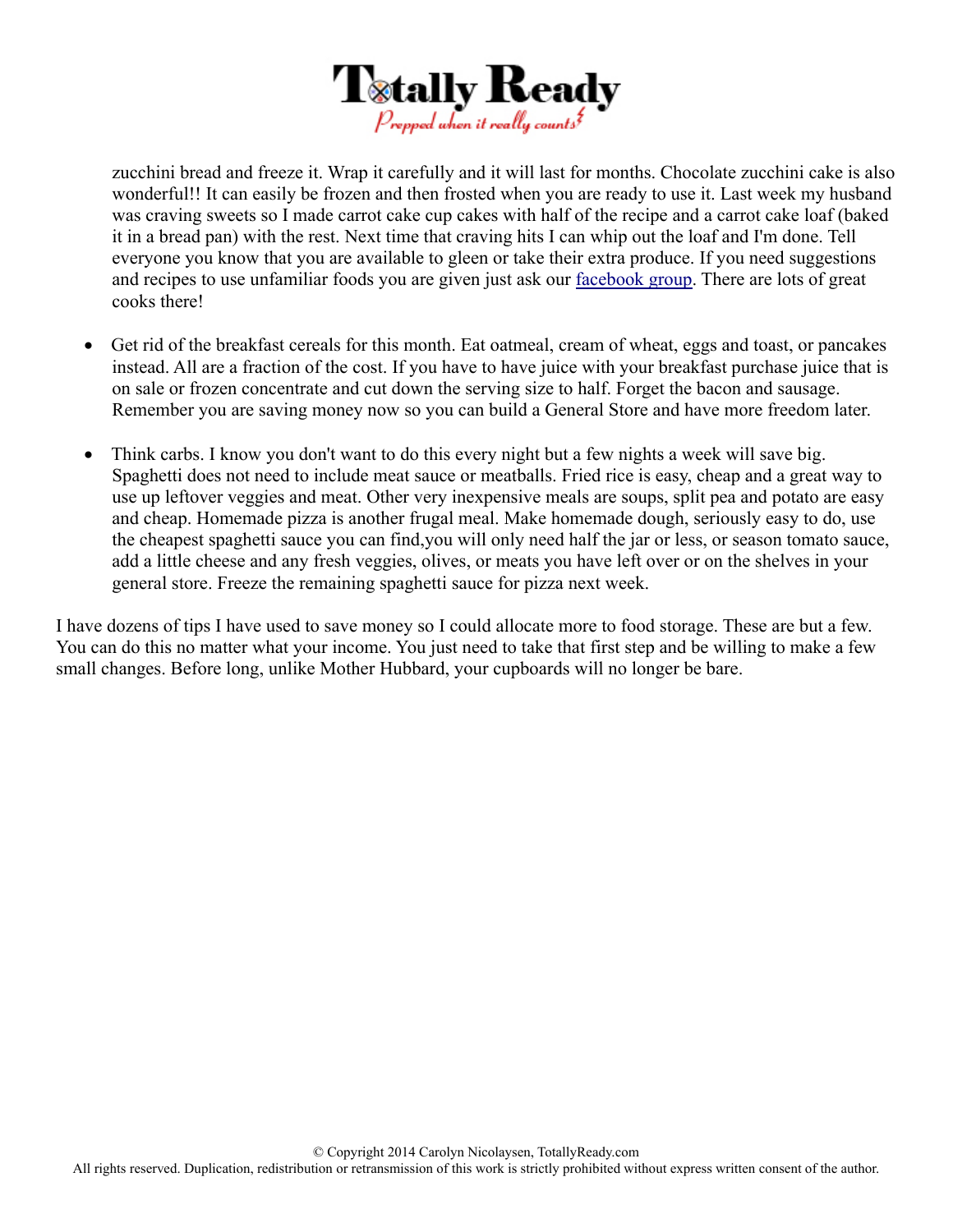zucchini bread and freeze it. Wrap it carefully and it will last for months. Chocolate zucchini cake is also wonderful!! It can easily be frozen and then frosted when you are ready to use it. Last week my husband was craving sweets so I made carrot cake cup cakes with half of the recipe and a carrot cake loaf (baked it in a bread pan) with the rest. Next time that craving hits I can whip out the loaf and I'm done. Tell everyone you know that you are available to gleen or take their extra produce. If you need suggestions and recipes to use unfamiliar foods you are given just ask our facebook group. There are lots of great cooks there!

- Get rid of the breakfast cereals for this month. Eat oatmeal, cream of wheat, eggs and toast, or pancakes instead. All are a fraction of the cost. If you have to have juice with your breakfast purchase juice that is on sale or frozen concentrate and cut down the serving size to half. Forget the bacon and sausage. Remember you are saving money now so you can build a General Store and have more freedom later.

- Think carbs. I know you don't want to do this every night but a few nights a week will save big. Spaghetti does not need to include meat sauce or meatballs. Fried rice is easy, cheap and a great way to use up leftover veggies and meat. Other very inexpensive meals are soups, split pea and potato are easy and cheap. Homemade pizza is another frugal meal. Make homemade dough, seriously easy to do, use the cheapest spaghetti sauce you can find,you will only need half the jar or less, or season tomato sauce, add a little cheese and any fresh veggies, olives, or meats you have left over or on the shelves in your general store. Freeze the remaining spaghetti sauce for pizza next week.

I have dozens of tips I have used to save money so I could allocate more to food storage. These are but a few. You can do this no matter what your income. You just need to take that first step and be willing to make a few small changes. Before long, unlike Mother Hubbard, your cupboards will no longer be bare.